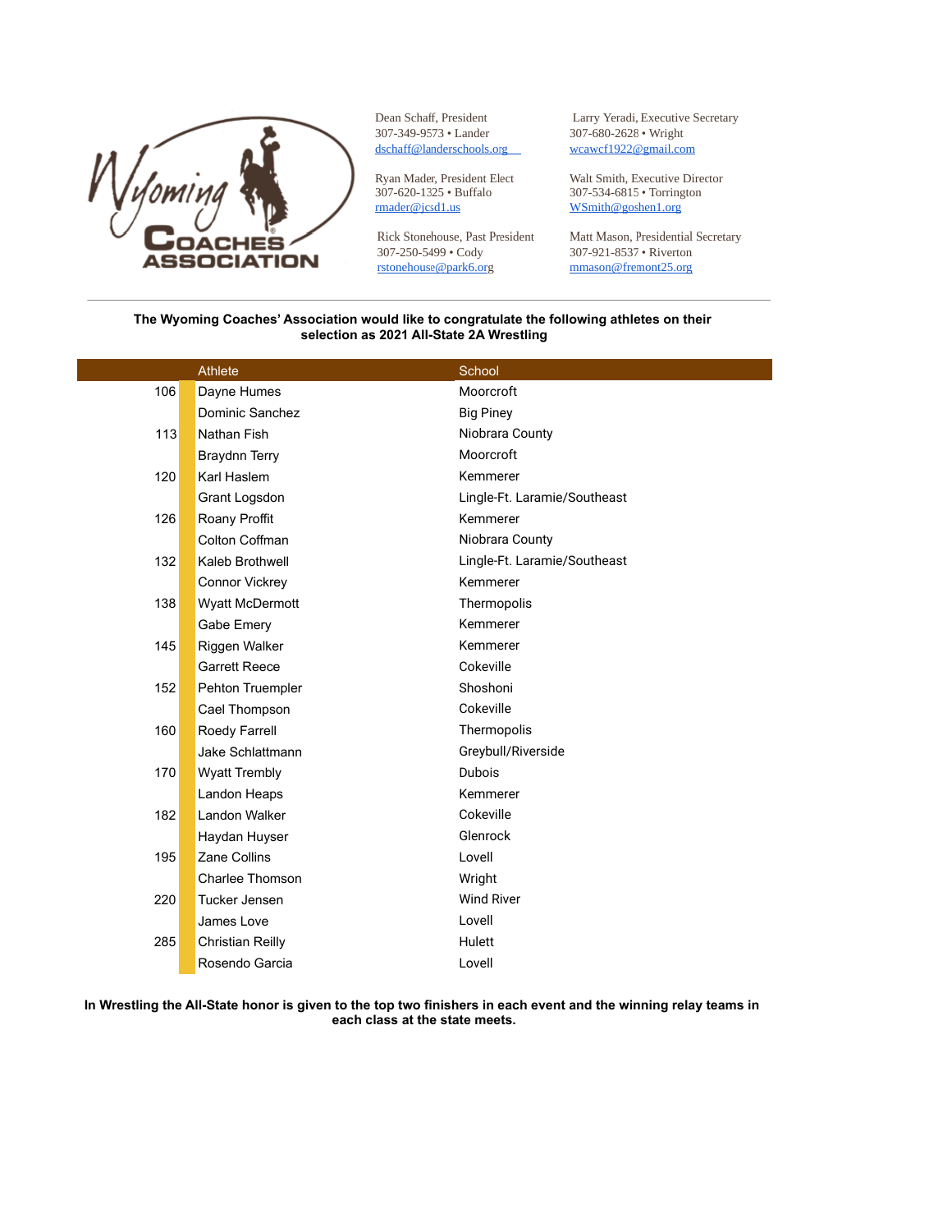Wyoming Coaches Association

Dean Schaff, President
307-349-9573 • Lander
dschaff@landerschools.org

Ryan Mader, President Elect
307-620-1325 • Buffalo
rmader@jcsd1.us

Rick Stonehouse, Past President
307-250-5499 • Cody
rstonehouse@park6.org

Larry Yeradi, Executive Secretary
307-680-2628 • Wright
wcawcf1922@gmail.com

Walt Smith, Executive Director
307-534-6815 • Torrington
WSmith@goshen1.org

Matt Mason, Presidential Secretary
307-921-8537 • Riverton
mmason@fremont25.org

**The Wyoming Coaches' Association would like to congratulate the following athletes on their selection as 2021 All-State 2A Wrestling**

| | Athlete | School |
|---|---|---|
| 106 | Dayne Humes | Moorcroft |
| | Dominic Sanchez | Big Piney |
| 113 | Nathan Fish | Niobrara County |
| | Braydnn Terry | Moorcroft |
| 120 | Karl Haslem | Kemmerer |
| | Grant Logsdon | Lingle-Ft. Laramie/Southeast |
| 126 | Roany Proffit | Kemmerer |
| | Colton Coffman | Niobrara County |
| 132 | Kaleb Brothwell | Lingle-Ft. Laramie/Southeast |
| | Connor Vickrey | Kemmerer |
| 138 | Wyatt McDermott | Thermopolis |
| | Gabe Emery | Kemmerer |
| 145 | Riggen Walker | Kemmerer |
| | Garrett Reece | Cokeville |
| 152 | Pehton Truempler | Shoshoni |
| | Cael Thompson | Cokeville |
| 160 | Roedy Farrell | Thermopolis |
| | Jake Schlattmann | Greybull/Riverside |
| 170 | Wyatt Trembly | Dubois |
| | Landon Heaps | Kemmerer |
| 182 | Landon Walker | Cokeville |
| | Haydan Huyser | Glenrock |
| 195 | Zane Collins | Lovell |
| | Charlee Thomson | Wright |
| 220 | Tucker Jensen | Wind River |
| | James Love | Lovell |
| 285 | Christian Reilly | Hulett |
| | Rosendo Garcia | Lovell |

**In Wrestling the All-State honor is given to the top two finishers in each event and the winning relay teams in each class at the state meets.**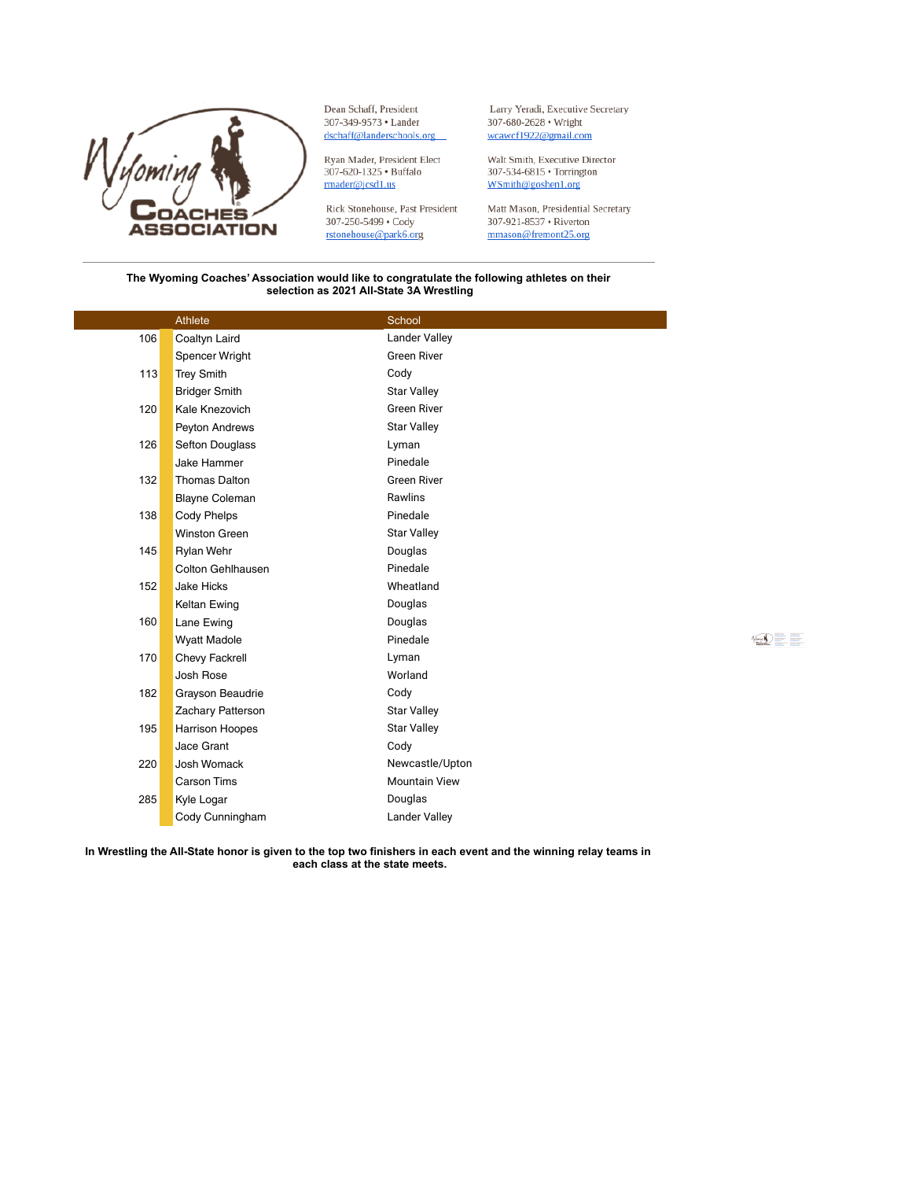Dean Schaff, President
307-349-9573 • Lander
dschaff@landerschools.org

Ryan Mader, President Elect
307-620-1325 • Buffalo
rmader@jcsd1.us

Rick Stonehouse, Past President
307-250-5499 • Cody
rstonehouse@park6.org

Larry Yeradi, Executive Secretary
307-680-2628 • Wright
wcawcf1922@gmail.com

Walt Smith, Executive Director
307-534-6815 • Torrington
WSmith@goshen1.org

Matt Mason, Presidential Secretary
307-921-8537 • Riverton
mmason@fremont25.org

**The Wyoming Coaches' Association would like to congratulate the following athletes on their selection as 2021 All-State 3A Wrestling**

| | Athlete | School |
|---|---|---|
| 106 | Coaltyn Laird | Lander Valley |
| | Spencer Wright | Green River |
| 113 | Trey Smith | Cody |
| | Bridger Smith | Star Valley |
| 120 | Kale Knezovich | Green River |
| | Peyton Andrews | Star Valley |
| 126 | Sefton Douglass | Lyman |
| | Jake Hammer | Pinedale |
| 132 | Thomas Dalton | Green River |
| | Blayne Coleman | Rawlins |
| 138 | Cody Phelps | Pinedale |
| | Winston Green | Star Valley |
| 145 | Rylan Wehr | Douglas |
| | Colton Gehlhausen | Pinedale |
| 152 | Jake Hicks | Wheatland |
| | Keltan Ewing | Douglas |
| 160 | Lane Ewing | Douglas |
| | Wyatt Madole | Pinedale |
| 170 | Chevy Fackrell | Lyman |
| | Josh Rose | Worland |
| 182 | Grayson Beaudrie | Cody |
| | Zachary Patterson | Star Valley |
| 195 | Harrison Hoopes | Star Valley |
| | Jace Grant | Cody |
| 220 | Josh Womack | Newcastle/Upton |
| | Carson Tims | Mountain View |
| 285 | Kyle Logar | Douglas |
| | Cody Cunningham | Lander Valley |

**In Wrestling the All-State honor is given to the top two finishers in each event and the winning relay teams in each class at the state meets.**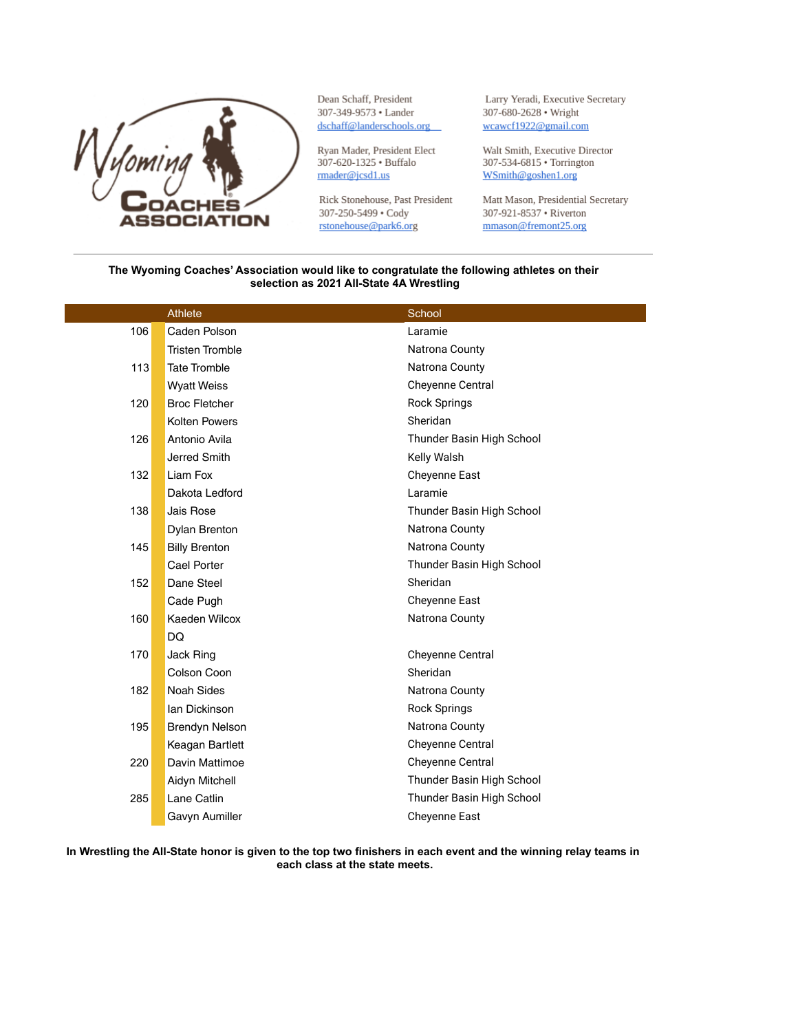Dean Schaff, President
307-349-9573 • Lander
dschaff@landerschools.org

Ryan Mader, President Elect
307-620-1325 • Buffalo
rmader@jcsd1.us

Rick Stonehouse, Past President
307-250-5499 • Cody
rstonehouse@park6.org

Larry Yeradi, Executive Secretary
307-680-2628 • Wright
wcawcf1922@gmail.com

Walt Smith, Executive Director
307-534-6815 • Torrington
WSmith@goshen1.org

Matt Mason, Presidential Secretary
307-921-8537 • Riverton
mmason@fremont25.org

**The Wyoming Coaches' Association would like to congratulate the following athletes on their selection as 2021 All-State 4A Wrestling**

| | Athlete | School |
|---|---|---|
| 106 | Caden Polson | Laramie |
| | Tristen Tromble | Natrona County |
| 113 | Tate Tromble | Natrona County |
| | Wyatt Weiss | Cheyenne Central |
| 120 | Broc Fletcher | Rock Springs |
| | Kolten Powers | Sheridan |
| 126 | Antonio Avila | Thunder Basin High School |
| | Jerred Smith | Kelly Walsh |
| 132 | Liam Fox | Cheyenne East |
| | Dakota Ledford | Laramie |
| 138 | Jais Rose | Thunder Basin High School |
| | Dylan Brenton | Natrona County |
| 145 | Billy Brenton | Natrona County |
| | Cael Porter | Thunder Basin High School |
| 152 | Dane Steel | Sheridan |
| | Cade Pugh | Cheyenne East |
| 160 | Kaeden Wilcox | Natrona County |
| | DQ | |
| 170 | Jack Ring | Cheyenne Central |
| | Colson Coon | Sheridan |
| 182 | Noah Sides | Natrona County |
| | Ian Dickinson | Rock Springs |
| 195 | Brendyn Nelson | Natrona County |
| | Keagan Bartlett | Cheyenne Central |
| 220 | Davin Mattimoe | Cheyenne Central |
| | Aidyn Mitchell | Thunder Basin High School |
| 285 | Lane Catlin | Thunder Basin High School |
| | Gavyn Aumiller | Cheyenne East |

**In Wrestling the All-State honor is given to the top two finishers in each event and the winning relay teams in each class at the state meets.**